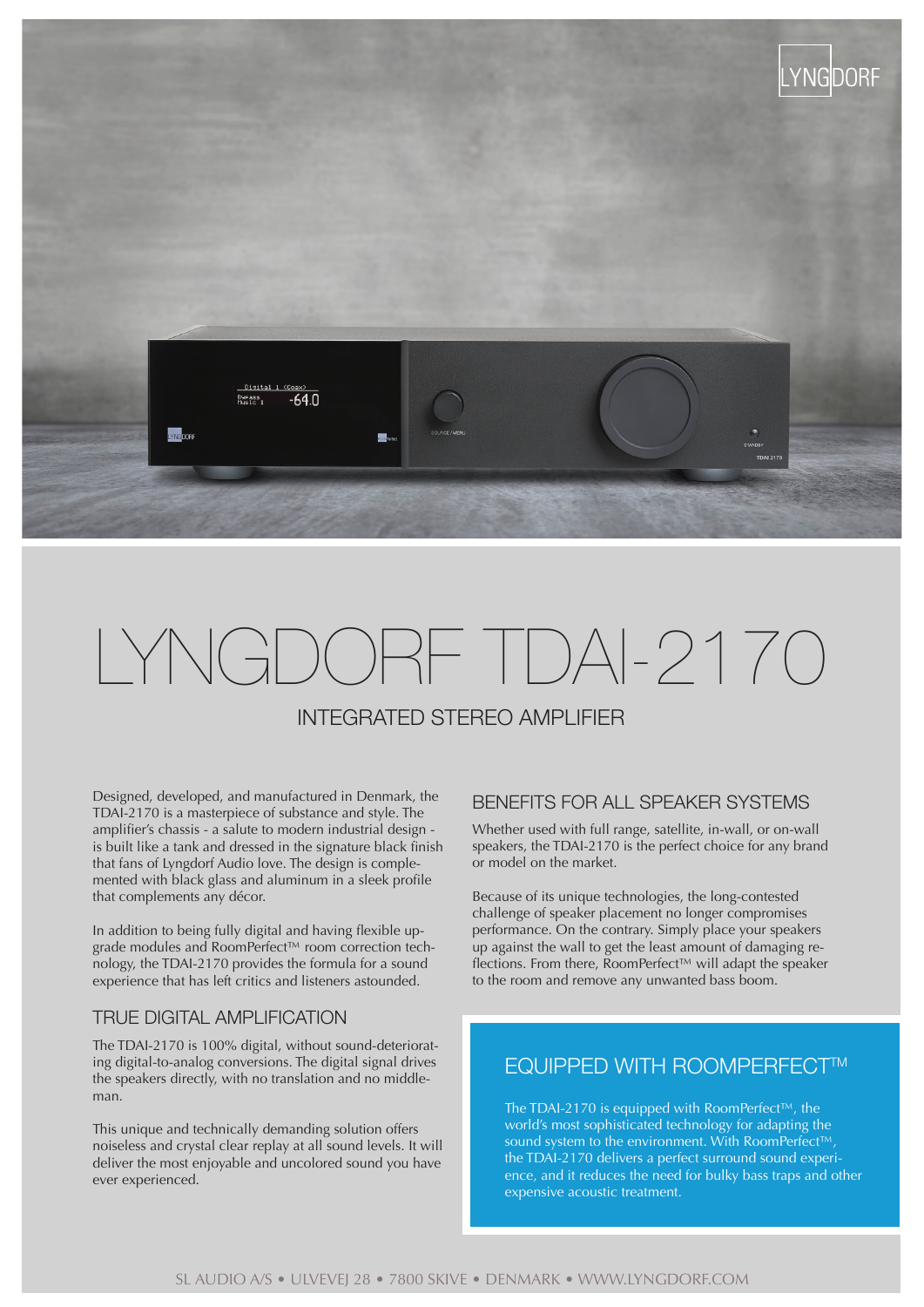# LYNGDORF TDAI-2170

## INTEGRATED STEREO AMPLIFIER

Designed, developed, and manufactured in Denmark, the TDAI-2170 is a masterpiece of substance and style. The amplifier's chassis - a salute to modern industrial design - is built like a tank and dressed in the signature black finish that fans of Lyngdorf Audio love. The design is complemented with black glass and aluminum in a sleek profile that complements any décor.

In addition to being fully digital and having flexible upgrade modules and RoomPerfect™ room correction technology, the TDAI-2170 provides the formula for a sound experience that has left critics and listeners astounded.

### TRUE DIGITAL AMPLIFICATION

The TDAI-2170 is 100% digital, without sound-deteriorating digital-to-analog conversions. The digital signal drives the speakers directly, with no translation and no middleman.

This unique and technically demanding solution offers noiseless and crystal clear replay at all sound levels. It will deliver the most enjoyable and uncolored sound you have ever experienced.

### BENEFITS FOR ALL SPEAKER SYSTEMS

Whether used with full range, satellite, in-wall, or on-wall speakers, the TDAI-2170 is the perfect choice for any brand or model on the market.

Because of its unique technologies, the long-contested challenge of speaker placement no longer compromises performance. On the contrary. Simply place your speakers up against the wall to get the least amount of damaging reflections. From there, RoomPerfect™ will adapt the speaker to the room and remove any unwanted bass boom.

### EQUIPPED WITH ROOMPERFECT™

The TDAI-2170 is equipped with RoomPerfect™, the world's most sophisticated technology for adapting the sound system to the environment. With RoomPerfect™, the TDAI-2170 delivers a perfect surround sound experience, and it reduces the need for bulky bass traps and other expensive acoustic treatment.

SL AUDIO A/S • ULVEVEJ 28 • 7800 SKIVE • DENMARK • WWW.LYNGDORF.COM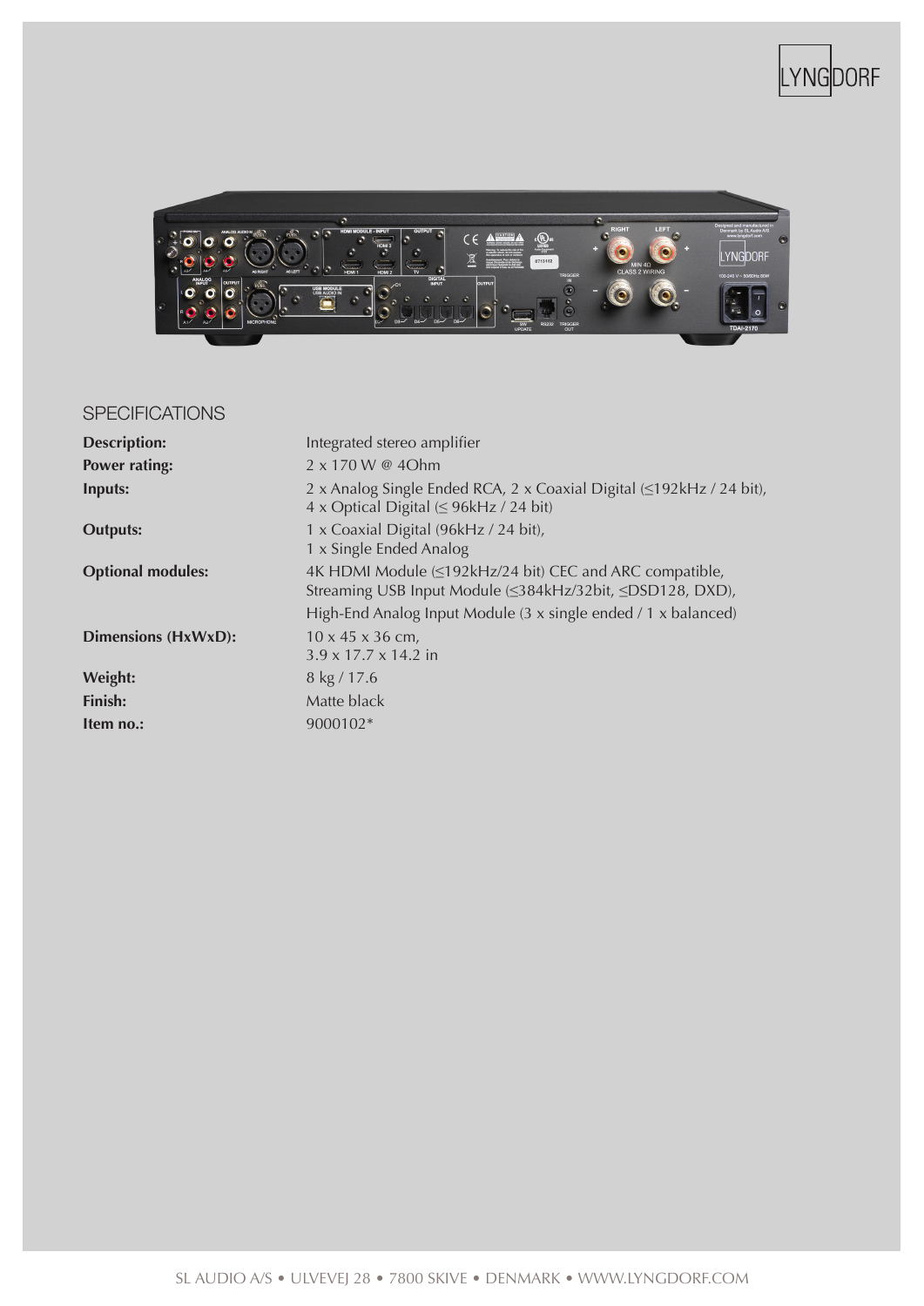LYNGDORF

## SPECIFICATIONS

| | |
|---|---|
| **Description:** | Integrated stereo amplifier |
| **Power rating:** | 2 x 170 W @ 4Ohm |
| **Inputs:** | 2 x Analog Single Ended RCA, 2 x Coaxial Digital (≤192kHz / 24 bit), 4 x Optical Digital (≤ 96kHz / 24 bit) |
| **Outputs:** | 1 x Coaxial Digital (96kHz / 24 bit), 1 x Single Ended Analog |
| **Optional modules:** | 4K HDMI Module (≤192kHz/24 bit) CEC and ARC compatible, Streaming USB Input Module (≤384kHz/32bit, ≤DSD128, DXD), High-End Analog Input Module (3 x single ended / 1 x balanced) |
| **Dimensions (HxWxD):** | 10 x 45 x 36 cm, 3.9 x 17.7 x 14.2 in |
| **Weight:** | 8 kg / 17.6 |
| **Finish:** | Matte black |
| **Item no.:** | 9000102* |

SL AUDIO A/S • ULVEVEJ 28 • 7800 SKIVE • DENMARK • WWW.LYNGDORF.COM